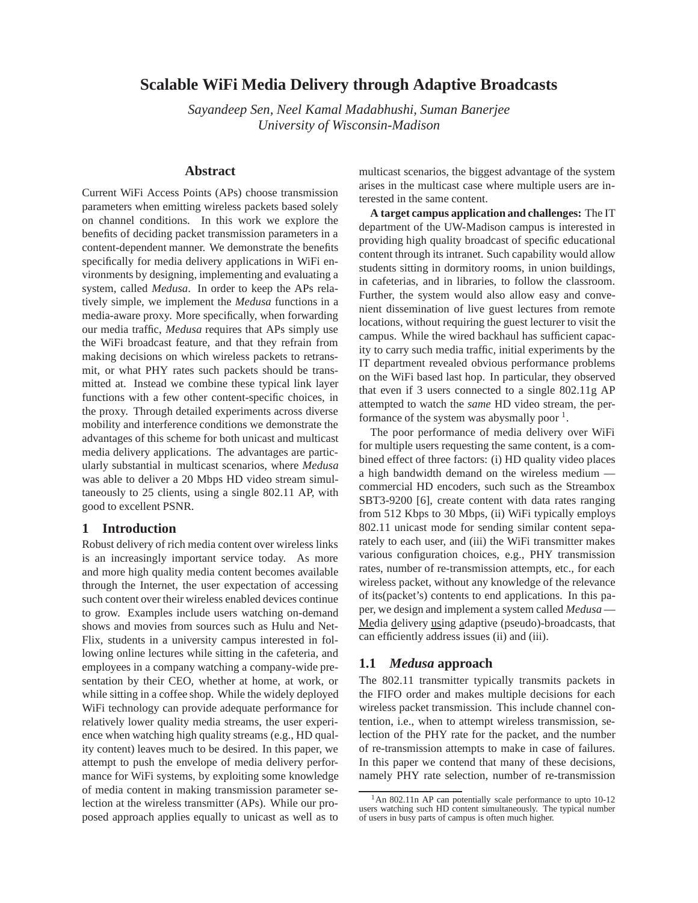# Scalable WiFi Media Delivery through Adaptive Broadcasts

*Sayandeep Sen, Neel Kamal Madabhushi, Suman Banerjee*
*University of Wisconsin-Madison*

## Abstract

Current WiFi Access Points (APs) choose transmission parameters when emitting wireless packets based solely on channel conditions. In this work we explore the benefits of deciding packet transmission parameters in a content-dependent manner. We demonstrate the benefits specifically for media delivery applications in WiFi environments by designing, implementing and evaluating a system, called *Medusa*. In order to keep the APs relatively simple, we implement the *Medusa* functions in a media-aware proxy. More specifically, when forwarding our media traffic, *Medusa* requires that APs simply use the WiFi broadcast feature, and that they refrain from making decisions on which wireless packets to retransmit, or what PHY rates such packets should be transmitted at. Instead we combine these typical link layer functions with a few other content-specific choices, in the proxy. Through detailed experiments across diverse mobility and interference conditions we demonstrate the advantages of this scheme for both unicast and multicast media delivery applications. The advantages are particularly substantial in multicast scenarios, where *Medusa* was able to deliver a 20 Mbps HD video stream simultaneously to 25 clients, using a single 802.11 AP, with good to excellent PSNR.

## 1 Introduction

Robust delivery of rich media content over wireless links is an increasingly important service today. As more and more high quality media content becomes available through the Internet, the user expectation of accessing such content over their wireless enabled devices continue to grow. Examples include users watching on-demand shows and movies from sources such as Hulu and NetFlix, students in a university campus interested in following online lectures while sitting in the cafeteria, and employees in a company watching a company-wide presentation by their CEO, whether at home, at work, or while sitting in a coffee shop. While the widely deployed WiFi technology can provide adequate performance for relatively lower quality media streams, the user experience when watching high quality streams (e.g., HD quality content) leaves much to be desired. In this paper, we attempt to push the envelope of media delivery performance for WiFi systems, by exploiting some knowledge of media content in making transmission parameter selection at the wireless transmitter (APs). While our proposed approach applies equally to unicast as well as to multicast scenarios, the biggest advantage of the system arises in the multicast case where multiple users are interested in the same content.

**A target campus application and challenges:** The IT department of the UW-Madison campus is interested in providing high quality broadcast of specific educational content through its intranet. Such capability would allow students sitting in dormitory rooms, in union buildings, in cafeterias, and in libraries, to follow the classroom. Further, the system would also allow easy and convenient dissemination of live guest lectures from remote locations, without requiring the guest lecturer to visit the campus. While the wired backhaul has sufficient capacity to carry such media traffic, initial experiments by the IT department revealed obvious performance problems on the WiFi based last hop. In particular, they observed that even if 3 users connected to a single 802.11g AP attempted to watch the *same* HD video stream, the performance of the system was abysmally poor [1].

The poor performance of media delivery over WiFi for multiple users requesting the same content, is a combined effect of three factors: (i) HD quality video places a high bandwidth demand on the wireless medium — commercial HD encoders, such such as the Streambox SBT3-9200 [6], create content with data rates ranging from 512 Kbps to 30 Mbps, (ii) WiFi typically employs 802.11 unicast mode for sending similar content separately to each user, and (iii) the WiFi transmitter makes various configuration choices, e.g., PHY transmission rates, number of re-transmission attempts, etc., for each wireless packet, without any knowledge of the relevance of its(packet's) contents to end applications. In this paper, we design and implement a system called *Medusa* — <u>Me</u>dia <u>d</u>elivery <u>us</u>ing <u>a</u>daptive (pseudo)-broadcasts, that can efficiently address issues (ii) and (iii).

### 1.1 *Medusa* approach

The 802.11 transmitter typically transmits packets in the FIFO order and makes multiple decisions for each wireless packet transmission. This include channel contention, i.e., when to attempt wireless transmission, selection of the PHY rate for the packet, and the number of re-transmission attempts to make in case of failures. In this paper we contend that many of these decisions, namely PHY rate selection, number of re-transmission

[1] An 802.11n AP can potentially scale performance to upto 10-12 users watching such HD content simultaneously. The typical number of users in busy parts of campus is often much higher.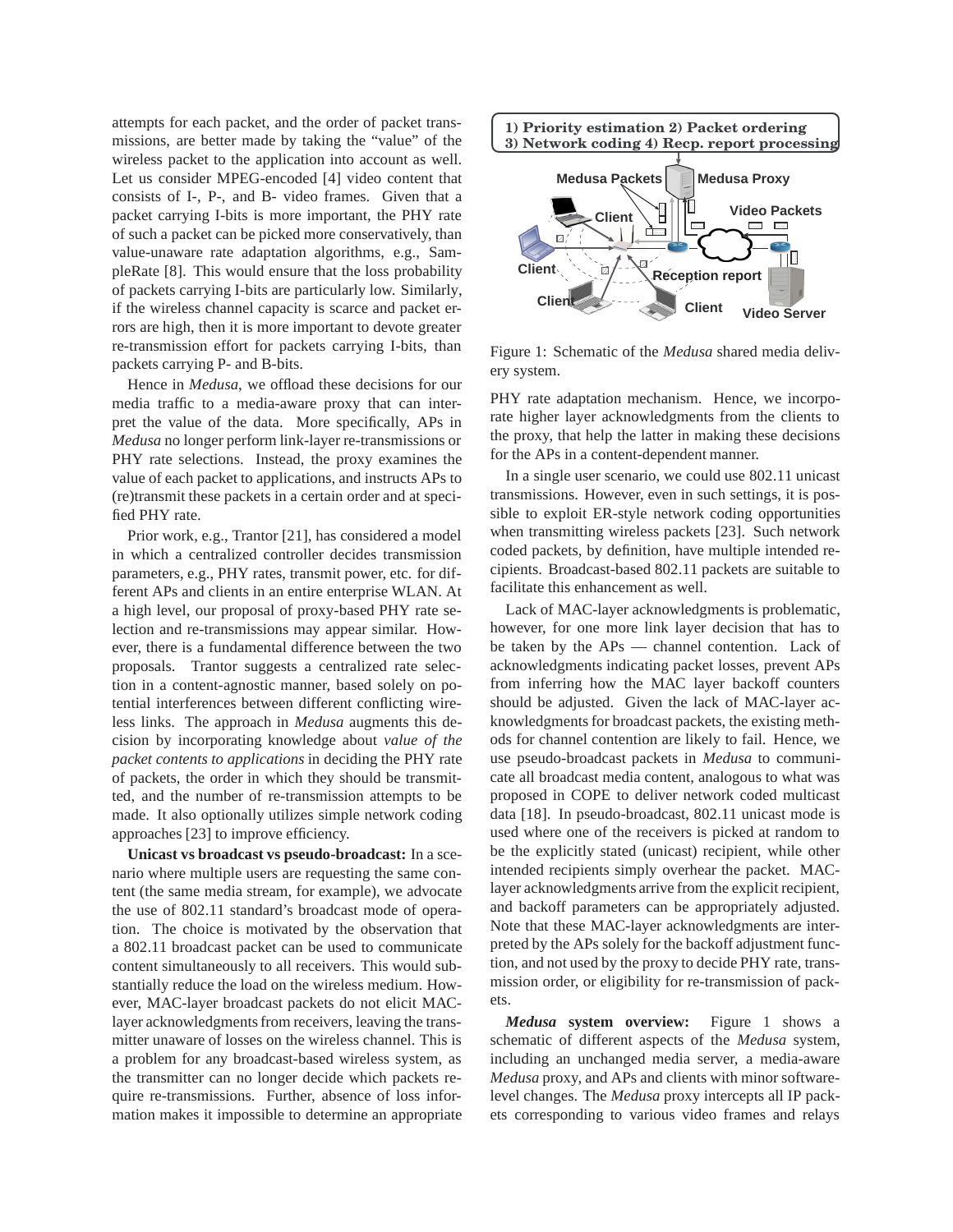attempts for each packet, and the order of packet transmissions, are better made by taking the "value" of the wireless packet to the application into account as well. Let us consider MPEG-encoded [4] video content that consists of I-, P-, and B- video frames. Given that a packet carrying I-bits is more important, the PHY rate of such a packet can be picked more conservatively, than value-unaware rate adaptation algorithms, e.g., SampleRate [8]. This would ensure that the loss probability of packets carrying I-bits are particularly low. Similarly, if the wireless channel capacity is scarce and packet errors are high, then it is more important to devote greater re-transmission effort for packets carrying I-bits, than packets carrying P- and B-bits.

Hence in *Medusa*, we offload these decisions for our media traffic to a media-aware proxy that can interpret the value of the data. More specifically, APs in *Medusa* no longer perform link-layer re-transmissions or PHY rate selections. Instead, the proxy examines the value of each packet to applications, and instructs APs to (re)transmit these packets in a certain order and at specified PHY rate.

Prior work, e.g., Trantor [21], has considered a model in which a centralized controller decides transmission parameters, e.g., PHY rates, transmit power, etc. for different APs and clients in an entire enterprise WLAN. At a high level, our proposal of proxy-based PHY rate selection and re-transmissions may appear similar. However, there is a fundamental difference between the two proposals. Trantor suggests a centralized rate selection in a content-agnostic manner, based solely on potential interferences between different conflicting wireless links. The approach in *Medusa* augments this decision by incorporating knowledge about *value of the packet contents to applications* in deciding the PHY rate of packets, the order in which they should be transmitted, and the number of re-transmission attempts to be made. It also optionally utilizes simple network coding approaches [23] to improve efficiency.

**Unicast vs broadcast vs pseudo-broadcast:** In a scenario where multiple users are requesting the same content (the same media stream, for example), we advocate the use of 802.11 standard's broadcast mode of operation. The choice is motivated by the observation that a 802.11 broadcast packet can be used to communicate content simultaneously to all receivers. This would substantially reduce the load on the wireless medium. However, MAC-layer broadcast packets do not elicit MAC-layer acknowledgments from receivers, leaving the transmitter unaware of losses on the wireless channel. This is a problem for any broadcast-based wireless system, as the transmitter can no longer decide which packets require re-transmissions. Further, absence of loss information makes it impossible to determine an appropriate PHY rate adaptation mechanism. Hence, we incorporate higher layer acknowledgments from the clients to the proxy, that help the latter in making these decisions for the APs in a content-dependent manner.

Figure 1: Schematic of the *Medusa* shared media delivery system.

In a single user scenario, we could use 802.11 unicast transmissions. However, even in such settings, it is possible to exploit ER-style network coding opportunities when transmitting wireless packets [23]. Such network coded packets, by definition, have multiple intended recipients. Broadcast-based 802.11 packets are suitable to facilitate this enhancement as well.

Lack of MAC-layer acknowledgments is problematic, however, for one more link layer decision that has to be taken by the APs — channel contention. Lack of acknowledgments indicating packet losses, prevent APs from inferring how the MAC layer backoff counters should be adjusted. Given the lack of MAC-layer acknowledgments for broadcast packets, the existing methods for channel contention are likely to fail. Hence, we use pseudo-broadcast packets in *Medusa* to communicate all broadcast media content, analogous to what was proposed in COPE to deliver network coded multicast data [18]. In pseudo-broadcast, 802.11 unicast mode is used where one of the receivers is picked at random to be the explicitly stated (unicast) recipient, while other intended recipients simply overhear the packet. MAC-layer acknowledgments arrive from the explicit recipient, and backoff parameters can be appropriately adjusted. Note that these MAC-layer acknowledgments are interpreted by the APs solely for the backoff adjustment function, and not used by the proxy to decide PHY rate, transmission order, or eligibility for re-transmission of packets.

***Medusa*** **system overview:** Figure 1 shows a schematic of different aspects of the *Medusa* system, including an unchanged media server, a media-aware *Medusa* proxy, and APs and clients with minor software-level changes. The *Medusa* proxy intercepts all IP packets corresponding to various video frames and relays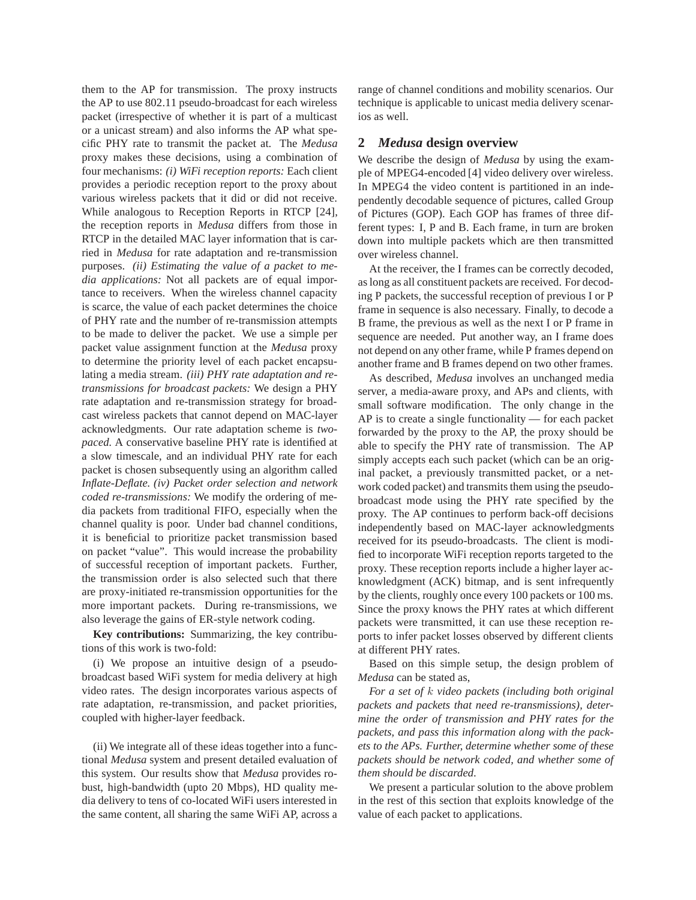them to the AP for transmission. The proxy instructs the AP to use 802.11 pseudo-broadcast for each wireless packet (irrespective of whether it is part of a multicast or a unicast stream) and also informs the AP what specific PHY rate to transmit the packet at. The *Medusa* proxy makes these decisions, using a combination of four mechanisms: *(i) WiFi reception reports:* Each client provides a periodic reception report to the proxy about various wireless packets that it did or did not receive. While analogous to Reception Reports in RTCP [24], the reception reports in *Medusa* differs from those in RTCP in the detailed MAC layer information that is carried in *Medusa* for rate adaptation and re-transmission purposes. *(ii) Estimating the value of a packet to media applications:* Not all packets are of equal importance to receivers. When the wireless channel capacity is scarce, the value of each packet determines the choice of PHY rate and the number of re-transmission attempts to be made to deliver the packet. We use a simple per packet value assignment function at the *Medusa* proxy to determine the priority level of each packet encapsulating a media stream. *(iii) PHY rate adaptation and re-transmissions for broadcast packets:* We design a PHY rate adaptation and re-transmission strategy for broadcast wireless packets that cannot depend on MAC-layer acknowledgments. Our rate adaptation scheme is *two-paced.* A conservative baseline PHY rate is identified at a slow timescale, and an individual PHY rate for each packet is chosen subsequently using an algorithm called *Inflate-Deflate. (iv) Packet order selection and network coded re-transmissions:* We modify the ordering of media packets from traditional FIFO, especially when the channel quality is poor. Under bad channel conditions, it is beneficial to prioritize packet transmission based on packet "value". This would increase the probability of successful reception of important packets. Further, the transmission order is also selected such that there are proxy-initiated re-transmission opportunities for the more important packets. During re-transmissions, we also leverage the gains of ER-style network coding.

**Key contributions:** Summarizing, the key contributions of this work is two-fold:

(i) We propose an intuitive design of a pseudo-broadcast based WiFi system for media delivery at high video rates. The design incorporates various aspects of rate adaptation, re-transmission, and packet priorities, coupled with higher-layer feedback.

(ii) We integrate all of these ideas together into a functional *Medusa* system and present detailed evaluation of this system. Our results show that *Medusa* provides robust, high-bandwidth (upto 20 Mbps), HD quality media delivery to tens of co-located WiFi users interested in the same content, all sharing the same WiFi AP, across a range of channel conditions and mobility scenarios. Our technique is applicable to unicast media delivery scenarios as well.

## 2 *Medusa* design overview

We describe the design of *Medusa* by using the example of MPEG4-encoded [4] video delivery over wireless. In MPEG4 the video content is partitioned in an independently decodable sequence of pictures, called Group of Pictures (GOP). Each GOP has frames of three different types: I, P and B. Each frame, in turn are broken down into multiple packets which are then transmitted over wireless channel.

At the receiver, the I frames can be correctly decoded, as long as all constituent packets are received. For decoding P packets, the successful reception of previous I or P frame in sequence is also necessary. Finally, to decode a B frame, the previous as well as the next I or P frame in sequence are needed. Put another way, an I frame does not depend on any other frame, while P frames depend on another frame and B frames depend on two other frames.

As described, *Medusa* involves an unchanged media server, a media-aware proxy, and APs and clients, with small software modification. The only change in the AP is to create a single functionality — for each packet forwarded by the proxy to the AP, the proxy should be able to specify the PHY rate of transmission. The AP simply accepts each such packet (which can be an original packet, a previously transmitted packet, or a network coded packet) and transmits them using the pseudo-broadcast mode using the PHY rate specified by the proxy. The AP continues to perform back-off decisions independently based on MAC-layer acknowledgments received for its pseudo-broadcasts. The client is modified to incorporate WiFi reception reports targeted to the proxy. These reception reports include a higher layer acknowledgment (ACK) bitmap, and is sent infrequently by the clients, roughly once every 100 packets or 100 ms. Since the proxy knows the PHY rates at which different packets were transmitted, it can use these reception reports to infer packet losses observed by different clients at different PHY rates.

Based on this simple setup, the design problem of *Medusa* can be stated as,

*For a set of $k$ video packets (including both original packets and packets that need re-transmissions), determine the order of transmission and PHY rates for the packets, and pass this information along with the packets to the APs. Further, determine whether some of these packets should be network coded, and whether some of them should be discarded.*

We present a particular solution to the above problem in the rest of this section that exploits knowledge of the value of each packet to applications.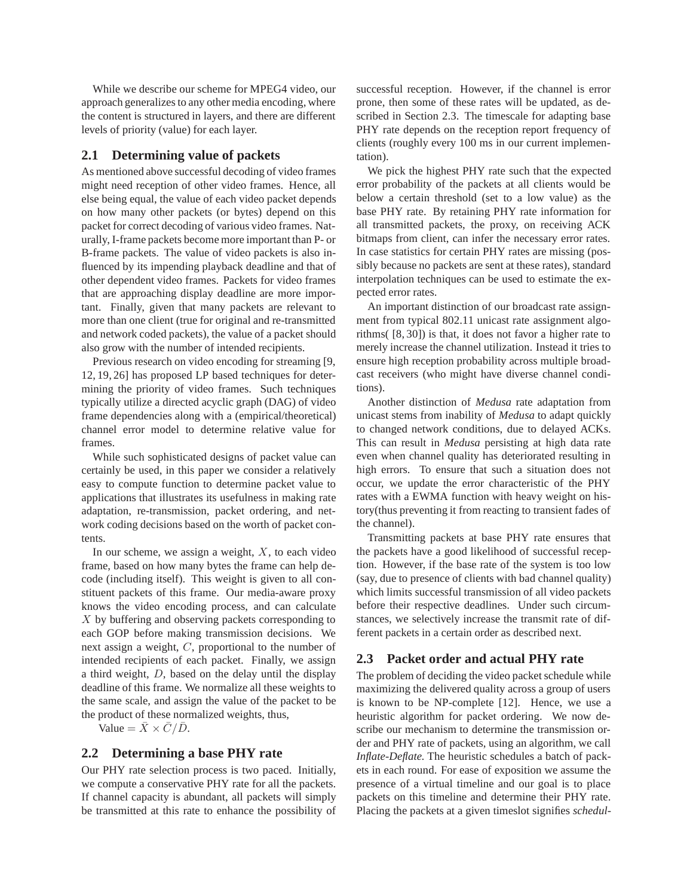While we describe our scheme for MPEG4 video, our approach generalizes to any other media encoding, where the content is structured in layers, and there are different levels of priority (value) for each layer.

## 2.1 Determining value of packets

As mentioned above successful decoding of video frames might need reception of other video frames. Hence, all else being equal, the value of each video packet depends on how many other packets (or bytes) depend on this packet for correct decoding of various video frames. Naturally, I-frame packets become more important than P- or B-frame packets. The value of video packets is also influenced by its impending playback deadline and that of other dependent video frames. Packets for video frames that are approaching display deadline are more important. Finally, given that many packets are relevant to more than one client (true for original and re-transmitted and network coded packets), the value of a packet should also grow with the number of intended recipients.

Previous research on video encoding for streaming [9, 12, 19, 26] has proposed LP based techniques for determining the priority of video frames. Such techniques typically utilize a directed acyclic graph (DAG) of video frame dependencies along with a (empirical/theoretical) channel error model to determine relative value for frames.

While such sophisticated designs of packet value can certainly be used, in this paper we consider a relatively easy to compute function to determine packet value to applications that illustrates its usefulness in making rate adaptation, re-transmission, packet ordering, and network coding decisions based on the worth of packet contents.

In our scheme, we assign a weight, $X$, to each video frame, based on how many bytes the frame can help decode (including itself). This weight is given to all constituent packets of this frame. Our media-aware proxy knows the video encoding process, and can calculate $X$ by buffering and observing packets corresponding to each GOP before making transmission decisions. We next assign a weight, $C$, proportional to the number of intended recipients of each packet. Finally, we assign a third weight, $D$, based on the delay until the display deadline of this frame. We normalize all these weights to the same scale, and assign the value of the packet to be the product of these normalized weights, thus,

Value $= \bar{X} \times \bar{C}/\bar{D}$.

## 2.2 Determining a base PHY rate

Our PHY rate selection process is two paced. Initially, we compute a conservative PHY rate for all the packets. If channel capacity is abundant, all packets will simply be transmitted at this rate to enhance the possibility of successful reception. However, if the channel is error prone, then some of these rates will be updated, as described in Section 2.3. The timescale for adapting base PHY rate depends on the reception report frequency of clients (roughly every 100 ms in our current implementation).

We pick the highest PHY rate such that the expected error probability of the packets at all clients would be below a certain threshold (set to a low value) as the base PHY rate. By retaining PHY rate information for all transmitted packets, the proxy, on receiving ACK bitmaps from client, can infer the necessary error rates. In case statistics for certain PHY rates are missing (possibly because no packets are sent at these rates), standard interpolation techniques can be used to estimate the expected error rates.

An important distinction of our broadcast rate assignment from typical 802.11 unicast rate assignment algorithms( [8, 30]) is that, it does not favor a higher rate to merely increase the channel utilization. Instead it tries to ensure high reception probability across multiple broadcast receivers (who might have diverse channel conditions).

Another distinction of *Medusa* rate adaptation from unicast stems from inability of *Medusa* to adapt quickly to changed network conditions, due to delayed ACKs. This can result in *Medusa* persisting at high data rate even when channel quality has deteriorated resulting in high errors. To ensure that such a situation does not occur, we update the error characteristic of the PHY rates with a EWMA function with heavy weight on history(thus preventing it from reacting to transient fades of the channel).

Transmitting packets at base PHY rate ensures that the packets have a good likelihood of successful reception. However, if the base rate of the system is too low (say, due to presence of clients with bad channel quality) which limits successful transmission of all video packets before their respective deadlines. Under such circumstances, we selectively increase the transmit rate of different packets in a certain order as described next.

## 2.3 Packet order and actual PHY rate

The problem of deciding the video packet schedule while maximizing the delivered quality across a group of users is known to be NP-complete [12]. Hence, we use a heuristic algorithm for packet ordering. We now describe our mechanism to determine the transmission order and PHY rate of packets, using an algorithm, we call *Inflate-Deflate.* The heuristic schedules a batch of packets in each round. For ease of exposition we assume the presence of a virtual timeline and our goal is to place packets on this timeline and determine their PHY rate. Placing the packets at a given timeslot signifies *schedul-*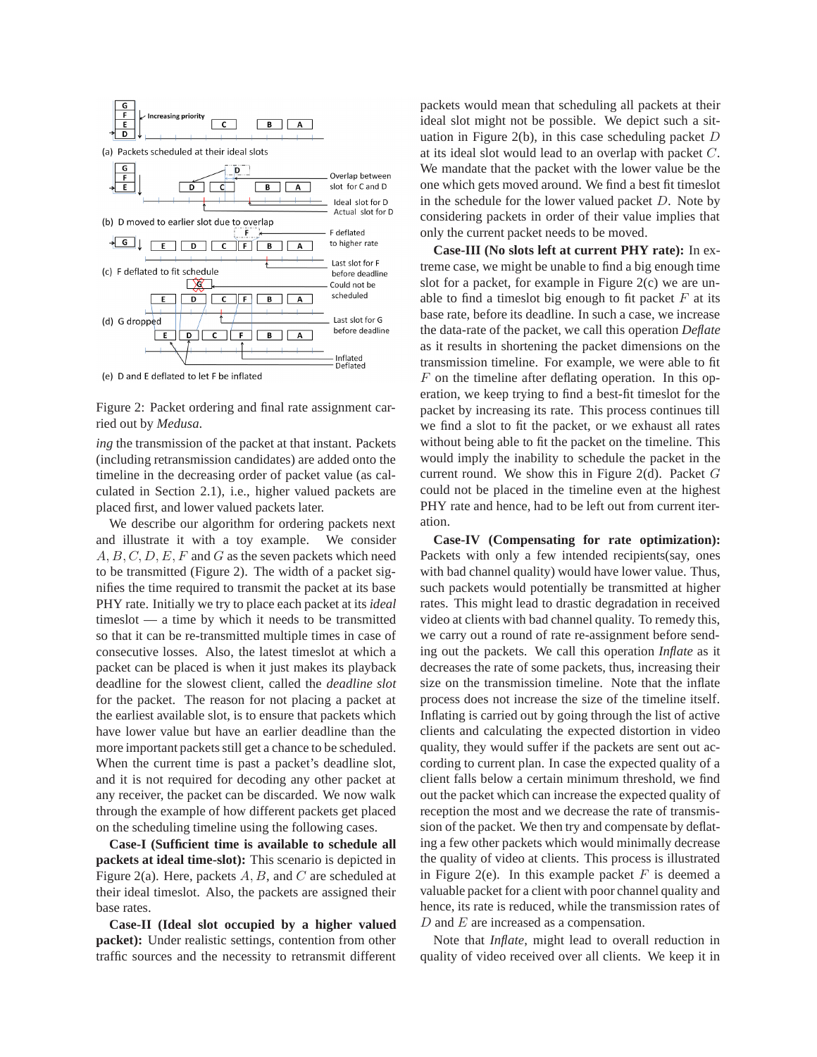Figure 2: Packet ordering and final rate assignment carried out by *Medusa*.

*ing* the transmission of the packet at that instant. Packets (including retransmission candidates) are added onto the timeline in the decreasing order of packet value (as calculated in Section 2.1), i.e., higher valued packets are placed first, and lower valued packets later.

We describe our algorithm for ordering packets next and illustrate it with a toy example. We consider $A, B, C, D, E, F$ and $G$ as the seven packets which need to be transmitted (Figure 2). The width of a packet signifies the time required to transmit the packet at its base PHY rate. Initially we try to place each packet at its *ideal* timeslot — a time by which it needs to be transmitted so that it can be re-transmitted multiple times in case of consecutive losses. Also, the latest timeslot at which a packet can be placed is when it just makes its playback deadline for the slowest client, called the *deadline slot* for the packet. The reason for not placing a packet at the earliest available slot, is to ensure that packets which have lower value but have an earlier deadline than the more important packets still get a chance to be scheduled. When the current time is past a packet's deadline slot, and it is not required for decoding any other packet at any receiver, the packet can be discarded. We now walk through the example of how different packets get placed on the scheduling timeline using the following cases.

**Case-I (Sufficient time is available to schedule all packets at ideal time-slot):** This scenario is depicted in Figure 2(a). Here, packets $A, B,$ and $C$ are scheduled at their ideal timeslot. Also, the packets are assigned their base rates.

**Case-II (Ideal slot occupied by a higher valued packet):** Under realistic settings, contention from other traffic sources and the necessity to retransmit different packets would mean that scheduling all packets at their ideal slot might not be possible. We depict such a situation in Figure 2(b), in this case scheduling packet $D$ at its ideal slot would lead to an overlap with packet $C$. We mandate that the packet with the lower value be the one which gets moved around. We find a best fit timeslot in the schedule for the lower valued packet $D$. Note by considering packets in order of their value implies that only the current packet needs to be moved.

**Case-III (No slots left at current PHY rate):** In extreme case, we might be unable to find a big enough time slot for a packet, for example in Figure 2(c) we are unable to find a timeslot big enough to fit packet $F$ at its base rate, before its deadline. In such a case, we increase the data-rate of the packet, we call this operation *Deflate* as it results in shortening the packet dimensions on the transmission timeline. For example, we were able to fit $F$ on the timeline after deflating operation. In this operation, we keep trying to find a best-fit timeslot for the packet by increasing its rate. This process continues till we find a slot to fit the packet, or we exhaust all rates without being able to fit the packet on the timeline. This would imply the inability to schedule the packet in the current round. We show this in Figure 2(d). Packet $G$ could not be placed in the timeline even at the highest PHY rate and hence, had to be left out from current iteration.

**Case-IV (Compensating for rate optimization):** Packets with only a few intended recipients(say, ones with bad channel quality) would have lower value. Thus, such packets would potentially be transmitted at higher rates. This might lead to drastic degradation in received video at clients with bad channel quality. To remedy this, we carry out a round of rate re-assignment before sending out the packets. We call this operation *Inflate* as it decreases the rate of some packets, thus, increasing their size on the transmission timeline. Note that the inflate process does not increase the size of the timeline itself. Inflating is carried out by going through the list of active clients and calculating the expected distortion in video quality, they would suffer if the packets are sent out according to current plan. In case the expected quality of a client falls below a certain minimum threshold, we find out the packet which can increase the expected quality of reception the most and we decrease the rate of transmission of the packet. We then try and compensate by deflating a few other packets which would minimally decrease the quality of video at clients. This process is illustrated in Figure 2(e). In this example packet $F$ is deemed a valuable packet for a client with poor channel quality and hence, its rate is reduced, while the transmission rates of $D$ and $E$ are increased as a compensation.

Note that *Inflate*, might lead to overall reduction in quality of video received over all clients. We keep it in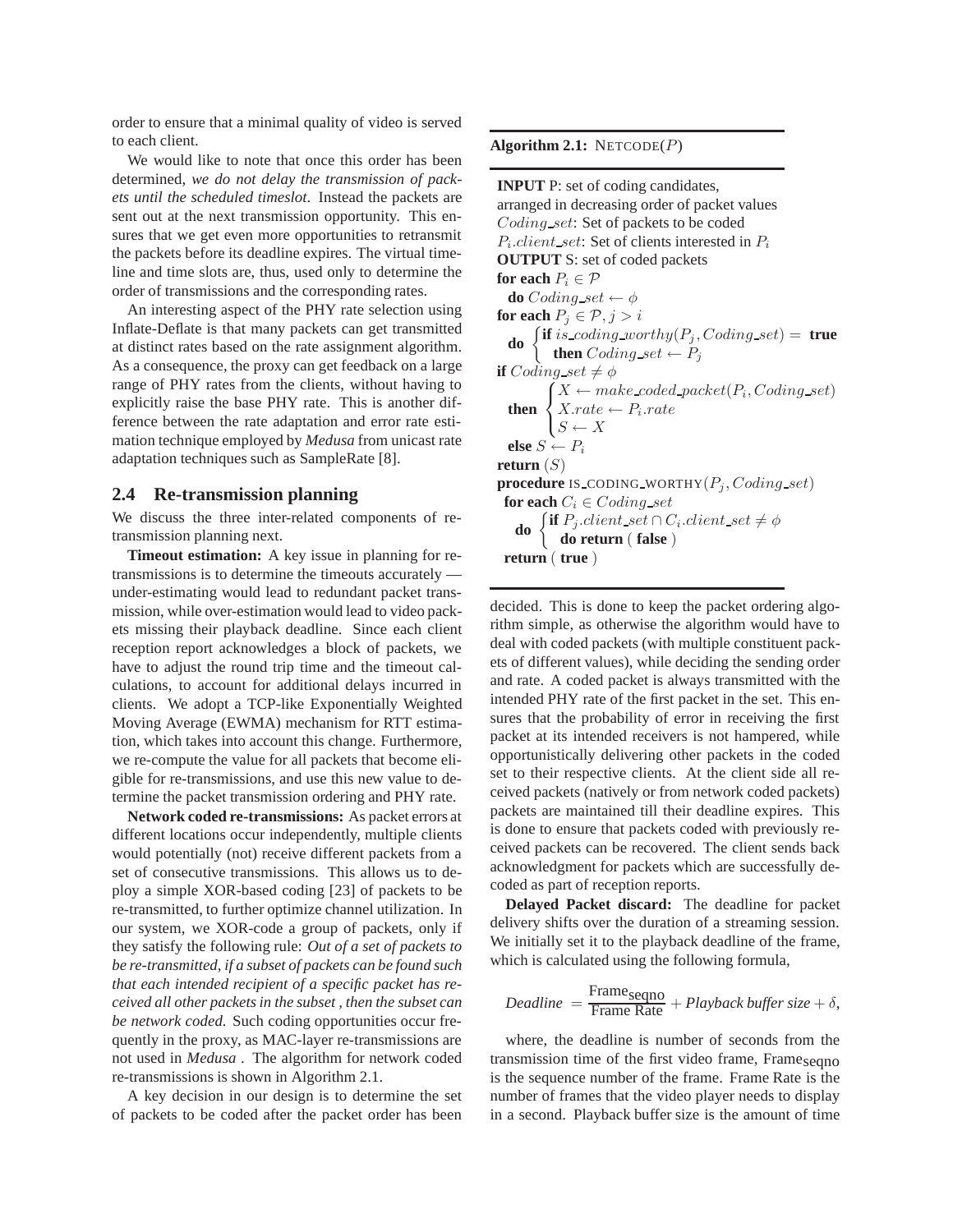order to ensure that a minimal quality of video is served to each client.

We would like to note that once this order has been determined, *we do not delay the transmission of packets until the scheduled timeslot*. Instead the packets are sent out at the next transmission opportunity. This ensures that we get even more opportunities to retransmit the packets before its deadline expires. The virtual timeline and time slots are, thus, used only to determine the order of transmissions and the corresponding rates.

An interesting aspect of the PHY rate selection using Inflate-Deflate is that many packets can get transmitted at distinct rates based on the rate assignment algorithm. As a consequence, the proxy can get feedback on a large range of PHY rates from the clients, without having to explicitly raise the base PHY rate. This is another difference between the rate adaptation and error rate estimation technique employed by *Medusa* from unicast rate adaptation techniques such as SampleRate [8].

## 2.4 Re-transmission planning

We discuss the three inter-related components of re-transmission planning next.

**Timeout estimation:** A key issue in planning for re-transmissions is to determine the timeouts accurately — under-estimating would lead to redundant packet transmission, while over-estimation would lead to video packets missing their playback deadline. Since each client reception report acknowledges a block of packets, we have to adjust the round trip time and the timeout calculations, to account for additional delays incurred in clients. We adopt a TCP-like Exponentially Weighted Moving Average (EWMA) mechanism for RTT estimation, which takes into account this change. Furthermore, we re-compute the value for all packets that become eligible for re-transmissions, and use this new value to determine the packet transmission ordering and PHY rate.

**Network coded re-transmissions:** As packet errors at different locations occur independently, multiple clients would potentially (not) receive different packets from a set of consecutive transmissions. This allows us to deploy a simple XOR-based coding [23] of packets to be re-transmitted, to further optimize channel utilization. In our system, we XOR-code a group of packets, only if they satisfy the following rule: *Out of a set of packets to be re-transmitted, if a subset of packets can be found such that each intended recipient of a specific packet has received all other packets in the subset , then the subset can be network coded.* Such coding opportunities occur frequently in the proxy, as MAC-layer re-transmissions are not used in *Medusa* . The algorithm for network coded re-transmissions is shown in Algorithm 2.1.

A key decision in our design is to determine the set of packets to be coded after the packet order has been decided. This is done to keep the packet ordering algorithm simple, as otherwise the algorithm would have to deal with coded packets (with multiple constituent packets of different values), while deciding the sending order and rate. A coded packet is always transmitted with the intended PHY rate of the first packet in the set. This ensures that the probability of error in receiving the first packet at its intended receivers is not hampered, while opportunistically delivering other packets in the coded set to their respective clients. At the client side all received packets (natively or from network coded packets) packets are maintained till their deadline expires. This is done to ensure that packets coded with previously received packets can be recovered. The client sends back acknowledgment for packets which are successfully decoded as part of reception reports.

**Algorithm 2.1:** NETCODE($P$)

```
INPUT P: set of coding candidates,
arranged in decreasing order of packet values
Coding_set: Set of packets to be coded
P_i.client_set: Set of clients interested in P_i
OUTPUT S: set of coded packets
for each P_i ∈ 𝒫
  do Coding_set ← φ
for each P_j ∈ 𝒫, j > i
  do { if is_coding_worthy(P_j, Coding_set) = true
       then Coding_set ← P_j
if Coding_set ≠ φ
  then { X ← make_coded_packet(P_i, Coding_set)
         X.rate ← P_i.rate
         S ← X
  else S ← P_i
return (S)
procedure IS_CODING_WORTHY(P_j, Coding_set)
 for each C_i ∈ Coding_set
   do { if P_j.client_set ∩ C_i.client_set ≠ φ
          do return ( false )
 return ( true )
```

**Delayed Packet discard:** The deadline for packet delivery shifts over the duration of a streaming session. We initially set it to the playback deadline of the frame, which is calculated using the following formula,

$$Deadline = \frac{\text{Frame}_{\text{seqno}}}{\text{Frame Rate}} + \textit{Playback buffer size} + \delta,$$

where, the deadline is number of seconds from the transmission time of the first video frame, $\text{Frame}_{\text{seqno}}$ is the sequence number of the frame. Frame Rate is the number of frames that the video player needs to display in a second. Playback buffer size is the amount of time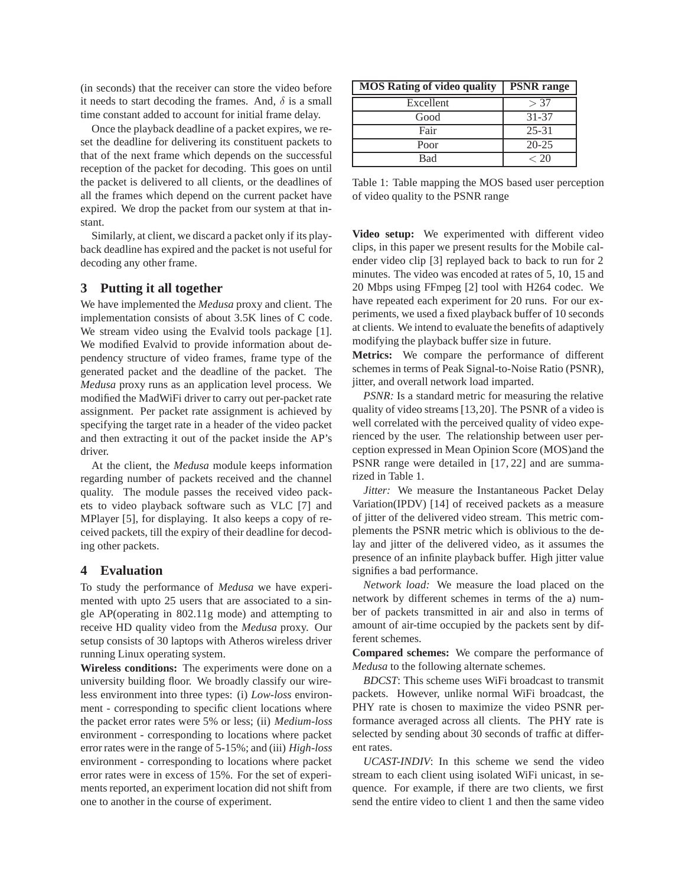(in seconds) that the receiver can store the video before it needs to start decoding the frames. And, $\delta$ is a small time constant added to account for initial frame delay.

Once the playback deadline of a packet expires, we reset the deadline for delivering its constituent packets to that of the next frame which depends on the successful reception of the packet for decoding. This goes on until the packet is delivered to all clients, or the deadlines of all the frames which depend on the current packet have expired. We drop the packet from our system at that instant.

Similarly, at client, we discard a packet only if its playback deadline has expired and the packet is not useful for decoding any other frame.

## 3 Putting it all together

We have implemented the *Medusa* proxy and client. The implementation consists of about 3.5K lines of C code. We stream video using the Evalvid tools package [1]. We modified Evalvid to provide information about dependency structure of video frames, frame type of the generated packet and the deadline of the packet. The *Medusa* proxy runs as an application level process. We modified the MadWiFi driver to carry out per-packet rate assignment. Per packet rate assignment is achieved by specifying the target rate in a header of the video packet and then extracting it out of the packet inside the AP's driver.

At the client, the *Medusa* module keeps information regarding number of packets received and the channel quality. The module passes the received video packets to video playback software such as VLC [7] and MPlayer [5], for displaying. It also keeps a copy of received packets, till the expiry of their deadline for decoding other packets.

## 4 Evaluation

To study the performance of *Medusa* we have experimented with upto 25 users that are associated to a single AP(operating in 802.11g mode) and attempting to receive HD quality video from the *Medusa* proxy. Our setup consists of 30 laptops with Atheros wireless driver running Linux operating system.

**Wireless conditions:** The experiments were done on a university building floor. We broadly classify our wireless environment into three types: (i) *Low-loss* environment - corresponding to specific client locations where the packet error rates were 5% or less; (ii) *Medium-loss* environment - corresponding to locations where packet error rates were in the range of 5-15%; and (iii) *High-loss* environment - corresponding to locations where packet error rates were in excess of 15%. For the set of experiments reported, an experiment location did not shift from one to another in the course of experiment.

| MOS Rating of video quality | PSNR range |
|---|---|
| Excellent | $> 37$ |
| Good | 31-37 |
| Fair | 25-31 |
| Poor | 20-25 |
| Bad | $< 20$ |

Table 1: Table mapping the MOS based user perception of video quality to the PSNR range

**Video setup:** We experimented with different video clips, in this paper we present results for the Mobile calender video clip [3] replayed back to back to run for 2 minutes. The video was encoded at rates of 5, 10, 15 and 20 Mbps using FFmpeg [2] tool with H264 codec. We have repeated each experiment for 20 runs. For our experiments, we used a fixed playback buffer of 10 seconds at clients. We intend to evaluate the benefits of adaptively modifying the playback buffer size in future.

**Metrics:** We compare the performance of different schemes in terms of Peak Signal-to-Noise Ratio (PSNR), jitter, and overall network load imparted.

*PSNR:* Is a standard metric for measuring the relative quality of video streams [13, 20]. The PSNR of a video is well correlated with the perceived quality of video experienced by the user. The relationship between user perception expressed in Mean Opinion Score (MOS)and the PSNR range were detailed in [17, 22] and are summarized in Table 1.

*Jitter:* We measure the Instantaneous Packet Delay Variation(IPDV) [14] of received packets as a measure of jitter of the delivered video stream. This metric complements the PSNR metric which is oblivious to the delay and jitter of the delivered video, as it assumes the presence of an infinite playback buffer. High jitter value signifies a bad performance.

*Network load:* We measure the load placed on the network by different schemes in terms of the a) number of packets transmitted in air and also in terms of amount of air-time occupied by the packets sent by different schemes.

**Compared schemes:** We compare the performance of *Medusa* to the following alternate schemes.

*BDCST*: This scheme uses WiFi broadcast to transmit packets. However, unlike normal WiFi broadcast, the PHY rate is chosen to maximize the video PSNR performance averaged across all clients. The PHY rate is selected by sending about 30 seconds of traffic at different rates.

*UCAST-INDIV*: In this scheme we send the video stream to each client using isolated WiFi unicast, in sequence. For example, if there are two clients, we first send the entire video to client 1 and then the same video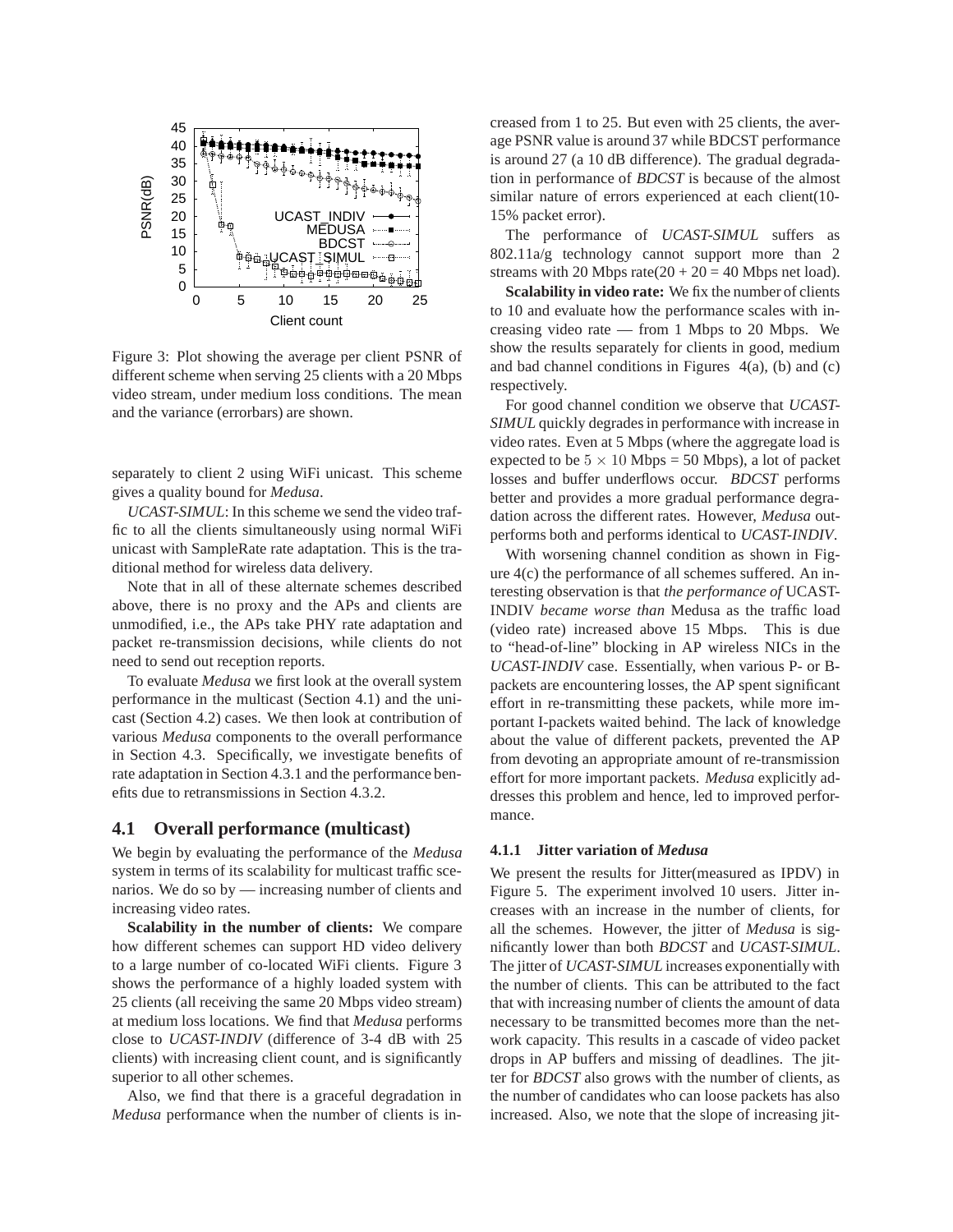Figure 3: Plot showing the average per client PSNR of different scheme when serving 25 clients with a 20 Mbps video stream, under medium loss conditions. The mean and the variance (errorbars) are shown.

separately to client 2 using WiFi unicast. This scheme gives a quality bound for *Medusa*.

*UCAST-SIMUL*: In this scheme we send the video traffic to all the clients simultaneously using normal WiFi unicast with SampleRate rate adaptation. This is the traditional method for wireless data delivery.

Note that in all of these alternate schemes described above, there is no proxy and the APs and clients are unmodified, i.e., the APs take PHY rate adaptation and packet re-transmission decisions, while clients do not need to send out reception reports.

To evaluate *Medusa* we first look at the overall system performance in the multicast (Section 4.1) and the unicast (Section 4.2) cases. We then look at contribution of various *Medusa* components to the overall performance in Section 4.3. Specifically, we investigate benefits of rate adaptation in Section 4.3.1 and the performance benefits due to retransmissions in Section 4.3.2.

## 4.1 Overall performance (multicast)

We begin by evaluating the performance of the *Medusa* system in terms of its scalability for multicast traffic scenarios. We do so by — increasing number of clients and increasing video rates.

**Scalability in the number of clients:** We compare how different schemes can support HD video delivery to a large number of co-located WiFi clients. Figure 3 shows the performance of a highly loaded system with 25 clients (all receiving the same 20 Mbps video stream) at medium loss locations. We find that *Medusa* performs close to *UCAST-INDIV* (difference of 3-4 dB with 25 clients) with increasing client count, and is significantly superior to all other schemes.

Also, we find that there is a graceful degradation in *Medusa* performance when the number of clients is increased from 1 to 25. But even with 25 clients, the average PSNR value is around 37 while BDCST performance is around 27 (a 10 dB difference). The gradual degradation in performance of *BDCST* is because of the almost similar nature of errors experienced at each client(10-15% packet error).

The performance of *UCAST-SIMUL* suffers as 802.11a/g technology cannot support more than 2 streams with 20 Mbps rate(20 + 20 = 40 Mbps net load).

**Scalability in video rate:** We fix the number of clients to 10 and evaluate how the performance scales with increasing video rate — from 1 Mbps to 20 Mbps. We show the results separately for clients in good, medium and bad channel conditions in Figures 4(a), (b) and (c) respectively.

For good channel condition we observe that *UCAST-SIMUL* quickly degrades in performance with increase in video rates. Even at 5 Mbps (where the aggregate load is expected to be $5 \times 10$ Mbps = 50 Mbps), a lot of packet losses and buffer underflows occur. *BDCST* performs better and provides a more gradual performance degradation across the different rates. However, *Medusa* outperforms both and performs identical to *UCAST-INDIV*.

With worsening channel condition as shown in Figure 4(c) the performance of all schemes suffered. An interesting observation is that *the performance of* UCAST-INDIV *became worse than* Medusa as the traffic load (video rate) increased above 15 Mbps. This is due to "head-of-line" blocking in AP wireless NICs in the *UCAST-INDIV* case. Essentially, when various P- or B-packets are encountering losses, the AP spent significant effort in re-transmitting these packets, while more important I-packets waited behind. The lack of knowledge about the value of different packets, prevented the AP from devoting an appropriate amount of re-transmission effort for more important packets. *Medusa* explicitly addresses this problem and hence, led to improved performance.

### 4.1.1 Jitter variation of *Medusa*

We present the results for Jitter(measured as IPDV) in Figure 5. The experiment involved 10 users. Jitter increases with an increase in the number of clients, for all the schemes. However, the jitter of *Medusa* is significantly lower than both *BDCST* and *UCAST-SIMUL*. The jitter of *UCAST-SIMUL* increases exponentially with the number of clients. This can be attributed to the fact that with increasing number of clients the amount of data necessary to be transmitted becomes more than the network capacity. This results in a cascade of video packet drops in AP buffers and missing of deadlines. The jitter for *BDCST* also grows with the number of clients, as the number of candidates who can loose packets has also increased. Also, we note that the slope of increasing jit-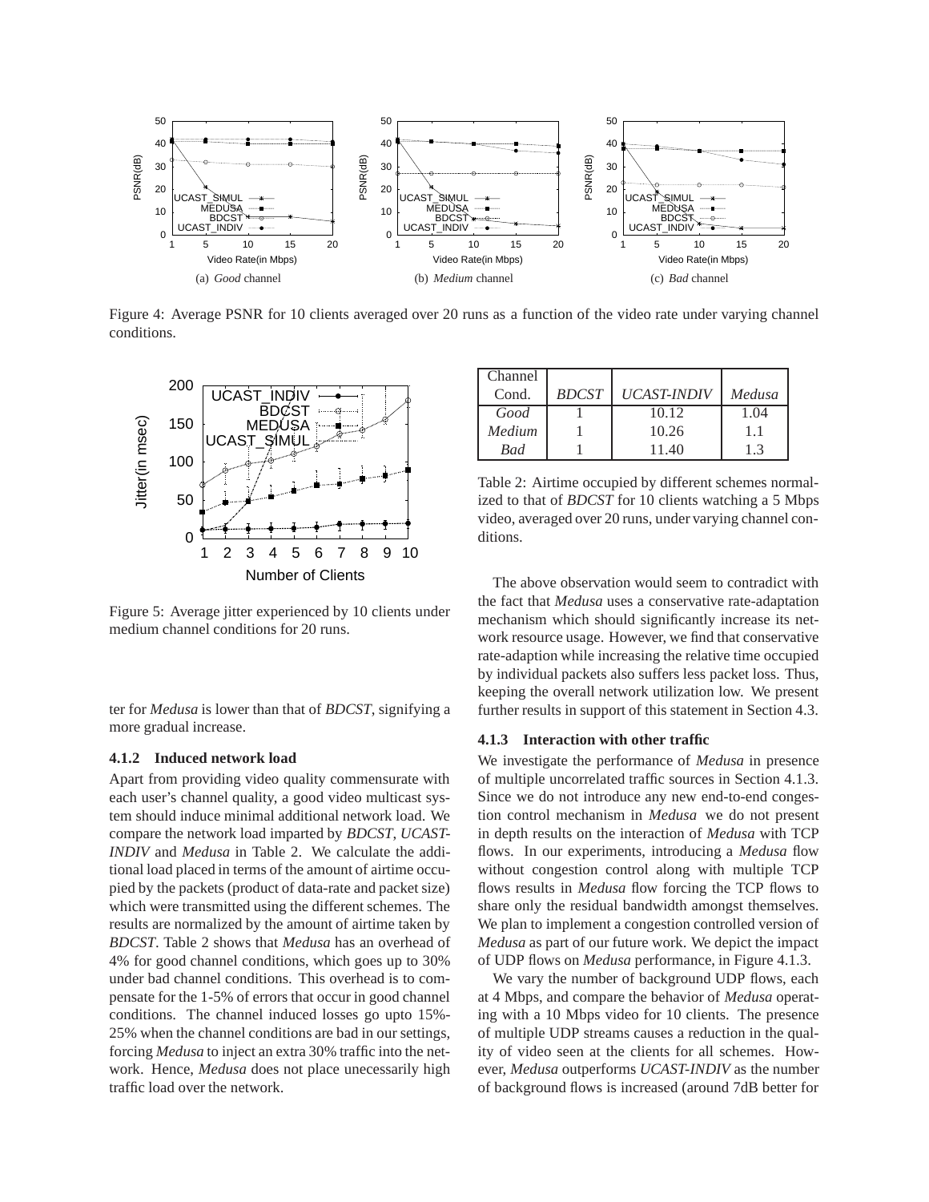Figure 4: Average PSNR for 10 clients averaged over 20 runs as a function of the video rate under varying channel conditions.

Figure 5: Average jitter experienced by 10 clients under medium channel conditions for 20 runs.

ter for *Medusa* is lower than that of *BDCST*, signifying a more gradual increase.

#### 4.1.2 Induced network load

Apart from providing video quality commensurate with each user's channel quality, a good video multicast system should induce minimal additional network load. We compare the network load imparted by *BDCST*, *UCAST-INDIV* and *Medusa* in Table 2. We calculate the additional load placed in terms of the amount of airtime occupied by the packets (product of data-rate and packet size) which were transmitted using the different schemes. The results are normalized by the amount of airtime taken by *BDCST*. Table 2 shows that *Medusa* has an overhead of 4% for good channel conditions, which goes up to 30% under bad channel conditions. This overhead is to compensate for the 1-5% of errors that occur in good channel conditions. The channel induced losses go upto 15%-25% when the channel conditions are bad in our settings, forcing *Medusa* to inject an extra 30% traffic into the network. Hence, *Medusa* does not place unecessarily high traffic load over the network.

| Channel Cond. | *BDCST* | *UCAST-INDIV* | *Medusa* |
|---|---|---|---|
| *Good* | 1 | 10.12 | 1.04 |
| *Medium* | 1 | 10.26 | 1.1 |
| *Bad* | 1 | 11.40 | 1.3 |

Table 2: Airtime occupied by different schemes normalized to that of *BDCST* for 10 clients watching a 5 Mbps video, averaged over 20 runs, under varying channel conditions.

The above observation would seem to contradict with the fact that *Medusa* uses a conservative rate-adaptation mechanism which should significantly increase its network resource usage. However, we find that conservative rate-adaption while increasing the relative time occupied by individual packets also suffers less packet loss. Thus, keeping the overall network utilization low. We present further results in support of this statement in Section 4.3.

#### 4.1.3 Interaction with other traffic

We investigate the performance of *Medusa* in presence of multiple uncorrelated traffic sources in Section 4.1.3. Since we do not introduce any new end-to-end congestion control mechanism in *Medusa* we do not present in depth results on the interaction of *Medusa* with TCP flows. In our experiments, introducing a *Medusa* flow without congestion control along with multiple TCP flows results in *Medusa* flow forcing the TCP flows to share only the residual bandwidth amongst themselves. We plan to implement a congestion controlled version of *Medusa* as part of our future work. We depict the impact of UDP flows on *Medusa* performance, in Figure 4.1.3.

We vary the number of background UDP flows, each at 4 Mbps, and compare the behavior of *Medusa* operating with a 10 Mbps video for 10 clients. The presence of multiple UDP streams causes a reduction in the quality of video seen at the clients for all schemes. However, *Medusa* outperforms *UCAST-INDIV* as the number of background flows is increased (around 7dB better for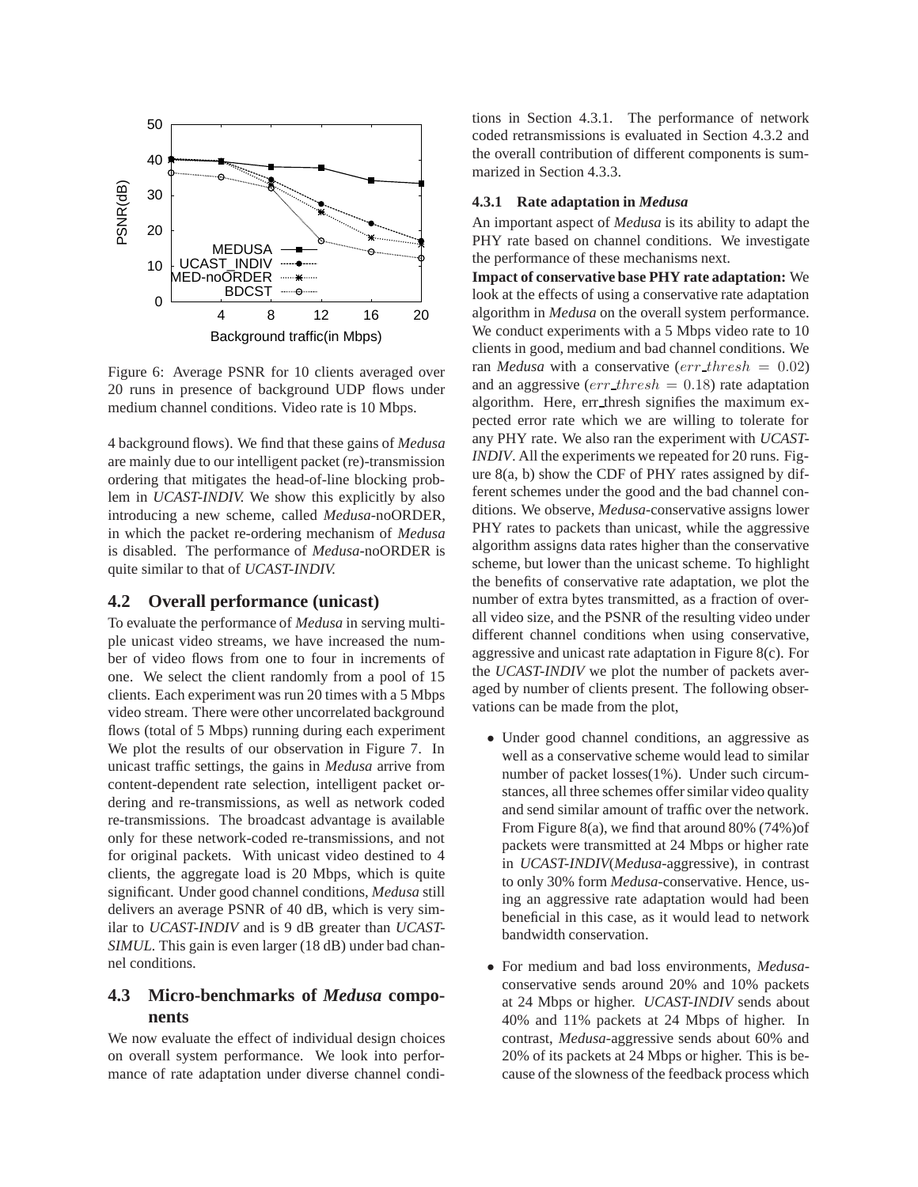Figure 6: Average PSNR for 10 clients averaged over 20 runs in presence of background UDP flows under medium channel conditions. Video rate is 10 Mbps.

4 background flows). We find that these gains of *Medusa* are mainly due to our intelligent packet (re)-transmission ordering that mitigates the head-of-line blocking problem in *UCAST-INDIV*. We show this explicitly by also introducing a new scheme, called *Medusa*-noORDER, in which the packet re-ordering mechanism of *Medusa* is disabled. The performance of *Medusa*-noORDER is quite similar to that of *UCAST-INDIV*.

## 4.2 Overall performance (unicast)

To evaluate the performance of *Medusa* in serving multiple unicast video streams, we have increased the number of video flows from one to four in increments of one. We select the client randomly from a pool of 15 clients. Each experiment was run 20 times with a 5 Mbps video stream. There were other uncorrelated background flows (total of 5 Mbps) running during each experiment We plot the results of our observation in Figure 7. In unicast traffic settings, the gains in *Medusa* arrive from content-dependent rate selection, intelligent packet ordering and re-transmissions, as well as network coded re-transmissions. The broadcast advantage is available only for these network-coded re-transmissions, and not for original packets. With unicast video destined to 4 clients, the aggregate load is 20 Mbps, which is quite significant. Under good channel conditions, *Medusa* still delivers an average PSNR of 40 dB, which is very similar to *UCAST-INDIV* and is 9 dB greater than *UCAST-SIMUL*. This gain is even larger (18 dB) under bad channel conditions.

## 4.3 Micro-benchmarks of *Medusa* components

We now evaluate the effect of individual design choices on overall system performance. We look into performance of rate adaptation under diverse channel conditions in Section 4.3.1. The performance of network coded retransmissions is evaluated in Section 4.3.2 and the overall contribution of different components is summarized in Section 4.3.3.

### 4.3.1 Rate adaptation in *Medusa*

An important aspect of *Medusa* is its ability to adapt the PHY rate based on channel conditions. We investigate the performance of these mechanisms next.

**Impact of conservative base PHY rate adaptation:** We look at the effects of using a conservative rate adaptation algorithm in *Medusa* on the overall system performance. We conduct experiments with a 5 Mbps video rate to 10 clients in good, medium and bad channel conditions. We ran *Medusa* with a conservative ($err\_thresh = 0.02$) and an aggressive ($err\_thresh = 0.18$) rate adaptation algorithm. Here, err_thresh signifies the maximum expected error rate which we are willing to tolerate for any PHY rate. We also ran the experiment with *UCAST-INDIV*. All the experiments we repeated for 20 runs. Figure 8(a, b) show the CDF of PHY rates assigned by different schemes under the good and the bad channel conditions. We observe, *Medusa*-conservative assigns lower PHY rates to packets than unicast, while the aggressive algorithm assigns data rates higher than the conservative scheme, but lower than the unicast scheme. To highlight the benefits of conservative rate adaptation, we plot the number of extra bytes transmitted, as a fraction of overall video size, and the PSNR of the resulting video under different channel conditions when using conservative, aggressive and unicast rate adaptation in Figure 8(c). For the *UCAST-INDIV* we plot the number of packets averaged by number of clients present. The following observations can be made from the plot,

- Under good channel conditions, an aggressive as well as a conservative scheme would lead to similar number of packet losses(1%). Under such circumstances, all three schemes offer similar video quality and send similar amount of traffic over the network. From Figure 8(a), we find that around 80% (74%)of packets were transmitted at 24 Mbps or higher rate in *UCAST-INDIV*(*Medusa*-aggressive), in contrast to only 30% form *Medusa*-conservative. Hence, using an aggressive rate adaptation would had been beneficial in this case, as it would lead to network bandwidth conservation.
- For medium and bad loss environments, *Medusa*-conservative sends around 20% and 10% packets at 24 Mbps or higher. *UCAST-INDIV* sends about 40% and 11% packets at 24 Mbps of higher. In contrast, *Medusa*-aggressive sends about 60% and 20% of its packets at 24 Mbps or higher. This is because of the slowness of the feedback process which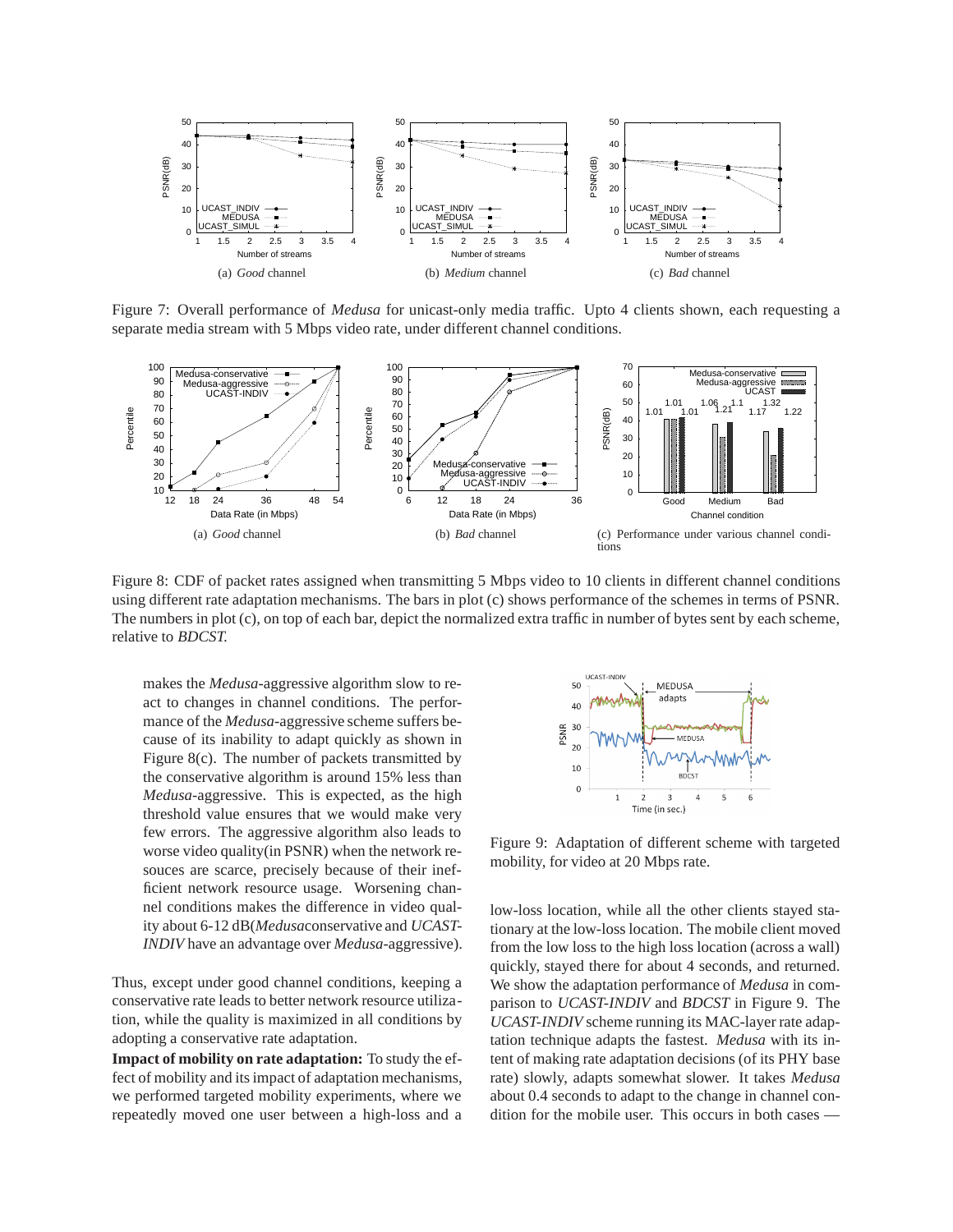(a) *Good* channel

(b) *Medium* channel

(c) *Bad* channel

Figure 7: Overall performance of *Medusa* for unicast-only media traffic. Upto 4 clients shown, each requesting a separate media stream with 5 Mbps video rate, under different channel conditions.

(a) *Good* channel

(b) *Bad* channel

(c) Performance under various channel conditions

Figure 8: CDF of packet rates assigned when transmitting 5 Mbps video to 10 clients in different channel conditions using different rate adaptation mechanisms. The bars in plot (c) shows performance of the schemes in terms of PSNR. The numbers in plot (c), on top of each bar, depict the normalized extra traffic in number of bytes sent by each scheme, relative to *BDCST*.

makes the *Medusa*-aggressive algorithm slow to react to changes in channel conditions. The performance of the *Medusa*-aggressive scheme suffers because of its inability to adapt quickly as shown in Figure 8(c). The number of packets transmitted by the conservative algorithm is around 15% less than *Medusa*-aggressive. This is expected, as the high threshold value ensures that we would make very few errors. The aggressive algorithm also leads to worse video quality(in PSNR) when the network resouces are scarce, precisely because of their inefficient network resource usage. Worsening channel conditions makes the difference in video quality about 6-12 dB(*Medusa*conservative and *UCAST-INDIV* have an advantage over *Medusa*-aggressive).

Thus, except under good channel conditions, keeping a conservative rate leads to better network resource utilization, while the quality is maximized in all conditions by adopting a conservative rate adaptation.

**Impact of mobility on rate adaptation:** To study the effect of mobility and its impact of adaptation mechanisms, we performed targeted mobility experiments, where we repeatedly moved one user between a high-loss and a low-loss location, while all the other clients stayed stationary at the low-loss location. The mobile client moved from the low loss to the high loss location (across a wall) quickly, stayed there for about 4 seconds, and returned. We show the adaptation performance of *Medusa* in comparison to *UCAST-INDIV* and *BDCST* in Figure 9. The *UCAST-INDIV* scheme running its MAC-layer rate adaptation technique adapts the fastest. *Medusa* with its intent of making rate adaptation decisions (of its PHY base rate) slowly, adapts somewhat slower. It takes *Medusa* about 0.4 seconds to adapt to the change in channel condition for the mobile user. This occurs in both cases —

Figure 9: Adaptation of different scheme with targeted mobility, for video at 20 Mbps rate.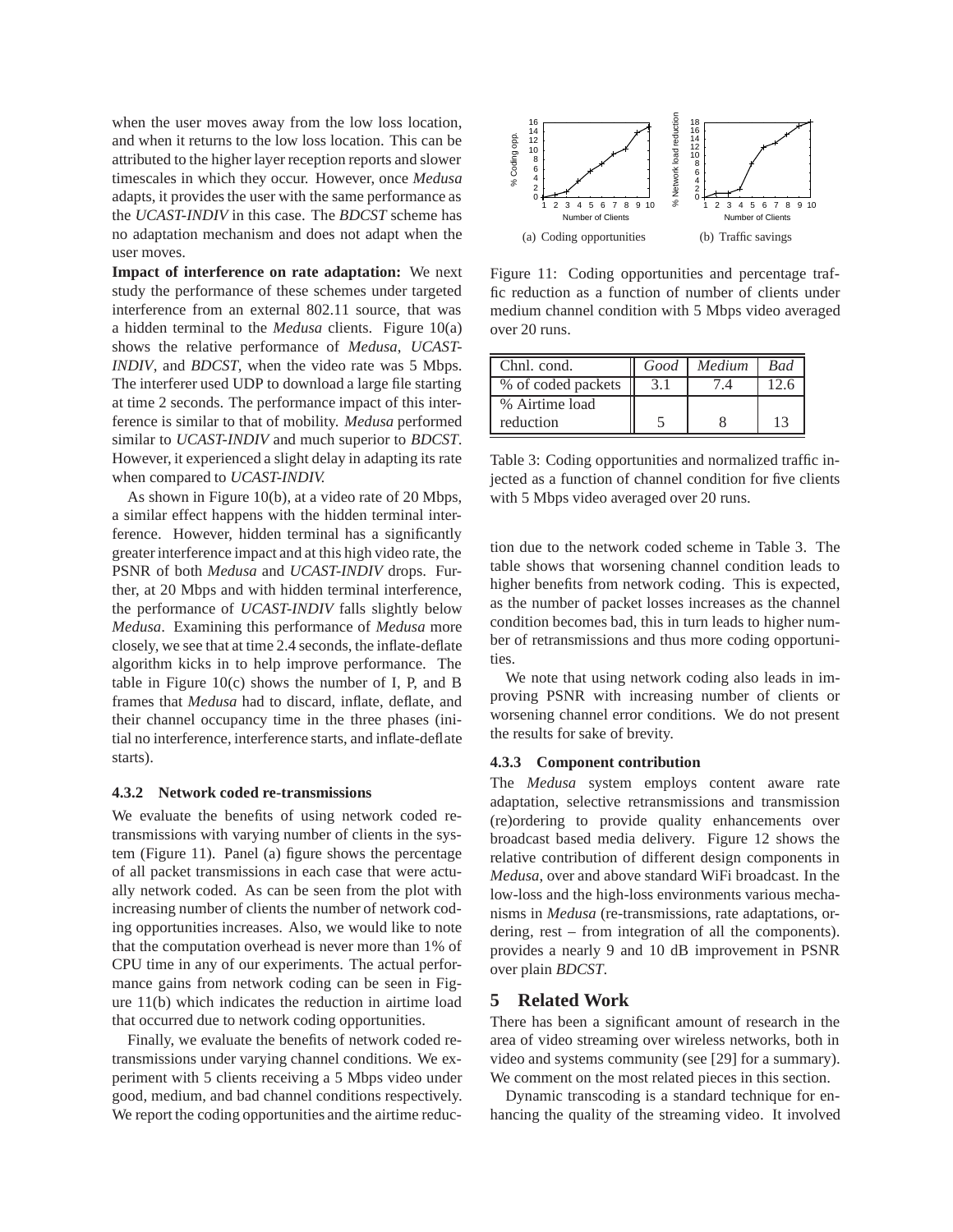when the user moves away from the low loss location, and when it returns to the low loss location. This can be attributed to the higher layer reception reports and slower timescales in which they occur. However, once *Medusa* adapts, it provides the user with the same performance as the *UCAST-INDIV* in this case. The *BDCST* scheme has no adaptation mechanism and does not adapt when the user moves.

**Impact of interference on rate adaptation:** We next study the performance of these schemes under targeted interference from an external 802.11 source, that was a hidden terminal to the *Medusa* clients. Figure 10(a) shows the relative performance of *Medusa*, *UCAST-INDIV*, and *BDCST*, when the video rate was 5 Mbps. The interferer used UDP to download a large file starting at time 2 seconds. The performance impact of this interference is similar to that of mobility. *Medusa* performed similar to *UCAST-INDIV* and much superior to *BDCST*. However, it experienced a slight delay in adapting its rate when compared to *UCAST-INDIV.*

As shown in Figure 10(b), at a video rate of 20 Mbps, a similar effect happens with the hidden terminal interference. However, hidden terminal has a significantly greater interference impact and at this high video rate, the PSNR of both *Medusa* and *UCAST-INDIV* drops. Further, at 20 Mbps and with hidden terminal interference, the performance of *UCAST-INDIV* falls slightly below *Medusa*. Examining this performance of *Medusa* more closely, we see that at time 2.4 seconds, the inflate-deflate algorithm kicks in to help improve performance. The table in Figure 10(c) shows the number of I, P, and B frames that *Medusa* had to discard, inflate, deflate, and their channel occupancy time in the three phases (initial no interference, interference starts, and inflate-deflate starts).

#### 4.3.2 Network coded re-transmissions

We evaluate the benefits of using network coded re-transmissions with varying number of clients in the system (Figure 11). Panel (a) figure shows the percentage of all packet transmissions in each case that were actually network coded. As can be seen from the plot with increasing number of clients the number of network coding opportunities increases. Also, we would like to note that the computation overhead is never more than 1% of CPU time in any of our experiments. The actual performance gains from network coding can be seen in Figure 11(b) which indicates the reduction in airtime load that occurred due to network coding opportunities.

Finally, we evaluate the benefits of network coded re-transmissions under varying channel conditions. We experiment with 5 clients receiving a 5 Mbps video under good, medium, and bad channel conditions respectively. We report the coding opportunities and the airtime reduction due to the network coded scheme in Table 3. The table shows that worsening channel condition leads to higher benefits from network coding. This is expected, as the number of packet losses increases as the channel condition becomes bad, this in turn leads to higher number of retransmissions and thus more coding opportunities.

(a) Coding opportunities (b) Traffic savings

Figure 11: Coding opportunities and percentage traffic reduction as a function of number of clients under medium channel condition with 5 Mbps video averaged over 20 runs.

| Chnl. cond. | *Good* | *Medium* | *Bad* |
|---|---|---|---|
| % of coded packets | 3.1 | 7.4 | 12.6 |
| % Airtime load reduction | 5 | 8 | 13 |

Table 3: Coding opportunities and normalized traffic injected as a function of channel condition for five clients with 5 Mbps video averaged over 20 runs.

We note that using network coding also leads in improving PSNR with increasing number of clients or worsening channel error conditions. We do not present the results for sake of brevity.

#### 4.3.3 Component contribution

The *Medusa* system employs content aware rate adaptation, selective retransmissions and transmission (re)ordering to provide quality enhancements over broadcast based media delivery. Figure 12 shows the relative contribution of different design components in *Medusa*, over and above standard WiFi broadcast. In the low-loss and the high-loss environments various mechanisms in *Medusa* (re-transmissions, rate adaptations, ordering, rest – from integration of all the components). provides a nearly 9 and 10 dB improvement in PSNR over plain *BDCST*.

## 5 Related Work

There has been a significant amount of research in the area of video streaming over wireless networks, both in video and systems community (see [29] for a summary). We comment on the most related pieces in this section.

Dynamic transcoding is a standard technique for enhancing the quality of the streaming video. It involved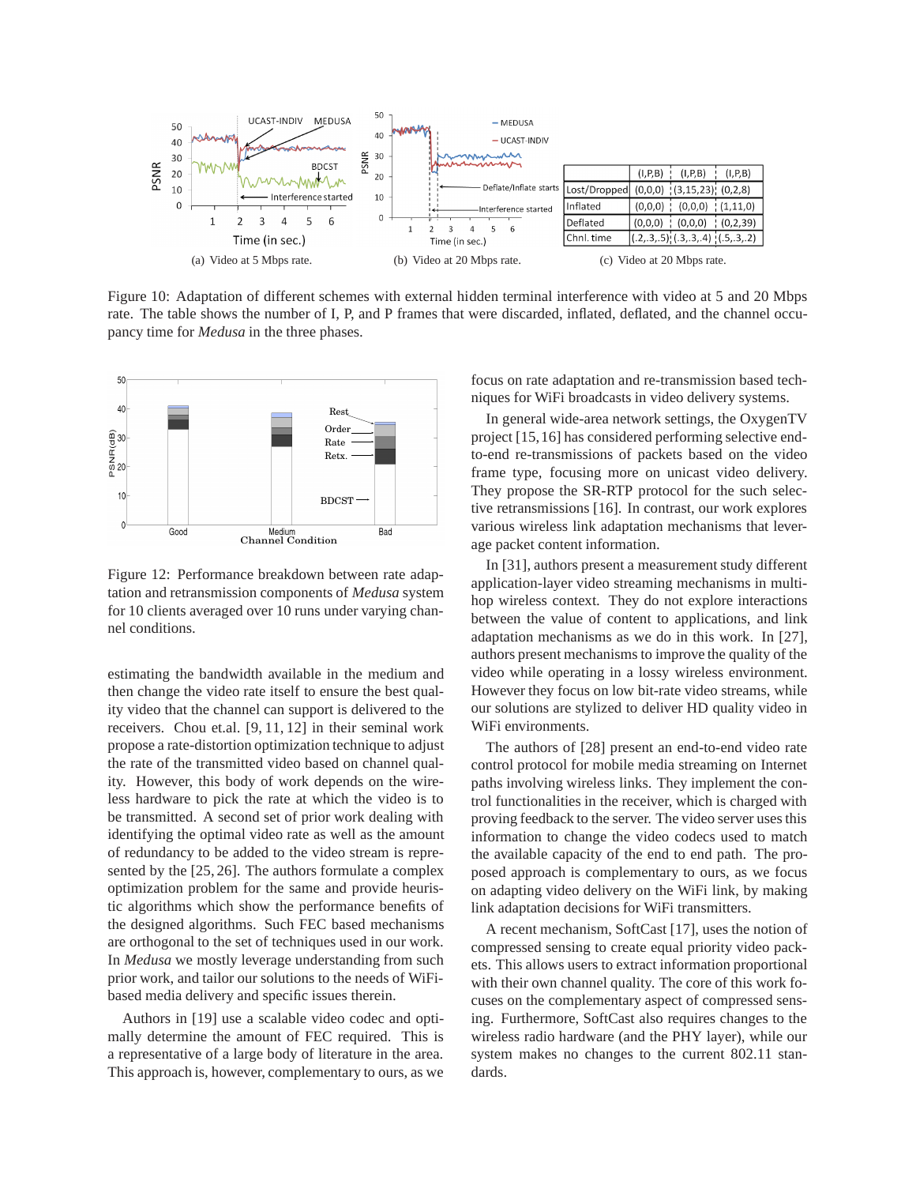| | (I,P,B) | (I,P,B) | (I,P,B) |
|---|---|---|---|
| Lost/Dropped | (0,0,0) | (3,15,23) | (0,2,8) |
| Inflated | (0,0,0) | (0,0,0) | (1,11,0) |
| Deflated | (0,0,0) | (0,0,0) | (0,2,39) |
| Chnl. time | (.2,.3,.5) | (.3,.3,.4) | (.5,.3,.2) |

(a) Video at 5 Mbps rate. (b) Video at 20 Mbps rate. (c) Video at 20 Mbps rate.

Figure 10: Adaptation of different schemes with external hidden terminal interference with video at 5 and 20 Mbps rate. The table shows the number of I, P, and P frames that were discarded, inflated, deflated, and the channel occupancy time for *Medusa* in the three phases.

Figure 12: Performance breakdown between rate adaptation and retransmission components of *Medusa* system for 10 clients averaged over 10 runs under varying channel conditions.

estimating the bandwidth available in the medium and then change the rate itself to ensure the best quality video that the channel can support is delivered to the receivers. Chou et.al. [9, 11, 12] in their seminal work propose a rate-distortion optimization technique to adjust the rate of the transmitted video based on channel quality. However, this body of work depends on the wireless hardware to pick the rate at which the video is to be transmitted. A second set of prior work dealing with identifying the optimal video rate as well as the amount of redundancy to be added to the video stream is represented by the [25, 26]. The authors formulate a complex optimization problem for the same and provide heuristic algorithms which show the performance benefits of the designed algorithms. Such FEC based mechanisms are orthogonal to the set of techniques used in our work. In *Medusa* we mostly leverage understanding from such prior work, and tailor our solutions to the needs of WiFi-based media delivery and specific issues therein.

Authors in [19] use a scalable video codec and optimally determine the amount of FEC required. This is a representative of a large body of literature in the area. This approach is, however, complementary to ours, as we focus on rate adaptation and re-transmission based techniques for WiFi broadcasts in video delivery systems.

In general wide-area network settings, the OxygenTV project [15, 16] has considered performing selective end-to-end re-transmissions of packets based on the video frame type, focusing more on unicast video delivery. They propose the SR-RTP protocol for the such selective retransmissions [16]. In contrast, our work explores various wireless link adaptation mechanisms that leverage packet content information.

In [31], authors present a measurement study different application-layer video streaming mechanisms in multi-hop wireless context. They do not explore interactions between the value of content to applications, and link adaptation mechanisms as we do in this work. In [27], authors present mechanisms to improve the quality of the video while operating in a lossy wireless environment. However they focus on low bit-rate video streams, while our solutions are stylized to deliver HD quality video in WiFi environments.

The authors of [28] present an end-to-end video rate control protocol for mobile media streaming on Internet paths involving wireless links. They implement the control functionalities in the receiver, which is charged with proving feedback to the server. The video server uses this information to change the video codecs used to match the available capacity of the end to end path. The proposed approach is complementary to ours, as we focus on adapting video delivery on the WiFi link, by making link adaptation decisions for WiFi transmitters.

A recent mechanism, SoftCast [17], uses the notion of compressed sensing to create equal priority video packets. This allows users to extract information proportional with their own channel quality. The core of this work focuses on the complementary aspect of compressed sensing. Furthermore, SoftCast also requires changes to the wireless radio hardware (and the PHY layer), while our system makes no changes to the current 802.11 standards.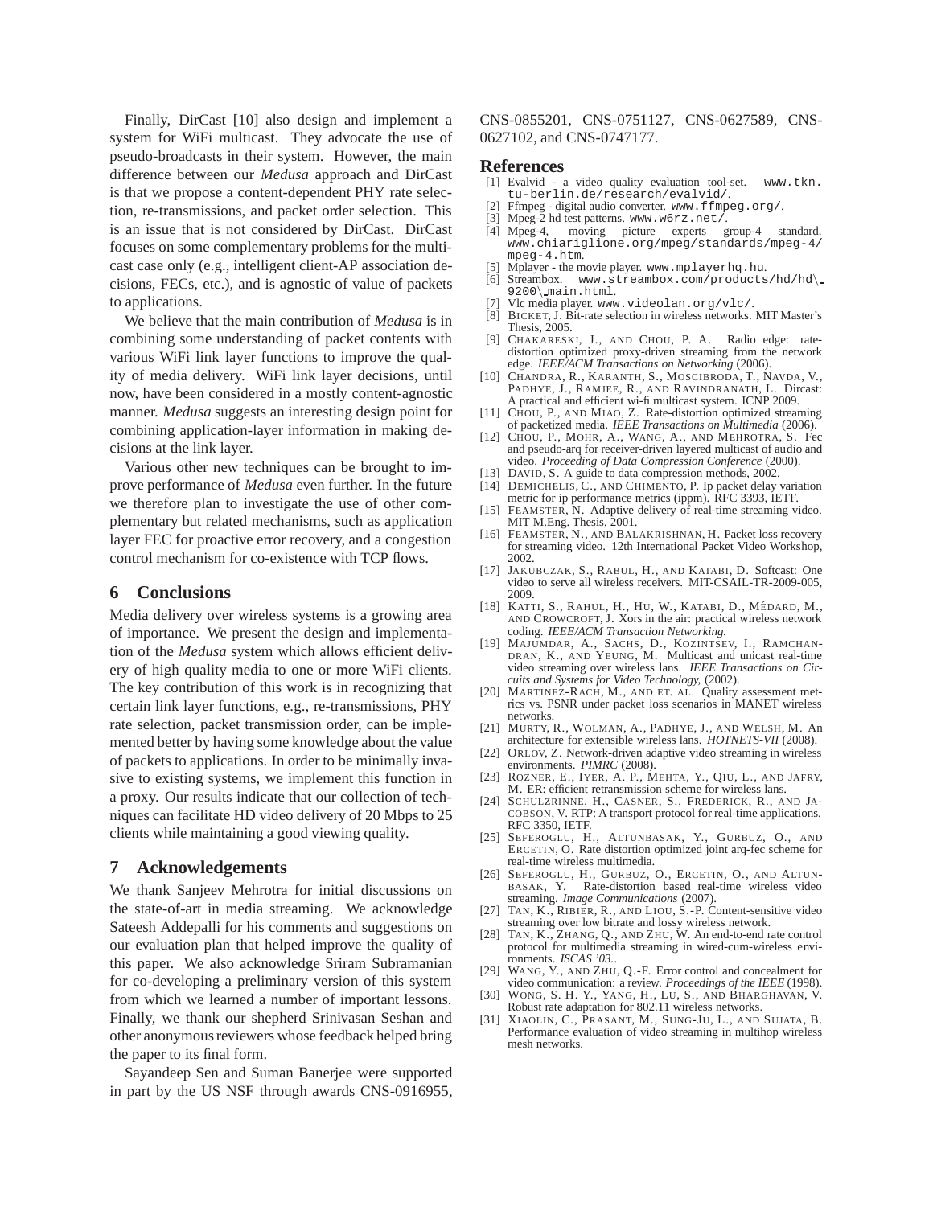Finally, DirCast [10] also design and implement a system for WiFi multicast. They advocate the use of pseudo-broadcasts in their system. However, the main difference between our *Medusa* approach and DirCast is that we propose a content-dependent PHY rate selection, re-transmissions, and packet order selection. This is an issue that is not considered by DirCast. DirCast focuses on some complementary problems for the multicast case only (e.g., intelligent client-AP association decisions, FECs, etc.), and is agnostic of value of packets to applications.

We believe that the main contribution of *Medusa* is in combining some understanding of packet contents with various WiFi link layer functions to improve the quality of media delivery. WiFi link layer decisions, until now, have been considered in a mostly content-agnostic manner. *Medusa* suggests an interesting design point for combining application-layer information in making decisions at the link layer.

Various other new techniques can be brought to improve performance of *Medusa* even further. In the future we therefore plan to investigate the use of other complementary but related mechanisms, such as application layer FEC for proactive error recovery, and a congestion control mechanism for co-existence with TCP flows.

## 6 Conclusions

Media delivery over wireless systems is a growing area of importance. We present the design and implementation of the *Medusa* system which allows efficient delivery of high quality media to one or more WiFi clients. The key contribution of this work is in recognizing that certain link layer functions, e.g., re-transmissions, PHY rate selection, packet transmission order, can be implemented better by having some knowledge about the value of packets to applications. In order to be minimally invasive to existing systems, we implement this function in a proxy. Our results indicate that our collection of techniques can facilitate HD video delivery of 20 Mbps to 25 clients while maintaining a good viewing quality.

## 7 Acknowledgements

We thank Sanjeev Mehrotra for initial discussions on the state-of-art in media streaming. We acknowledge Sateesh Addepalli for his comments and suggestions on our evaluation plan that helped improve the quality of this paper. We also acknowledge Sriram Subramanian for co-developing a preliminary version of this system from which we learned a number of important lessons. Finally, we thank our shepherd Srinivasan Seshan and other anonymous reviewers whose feedback helped bring the paper to its final form.

Sayandeep Sen and Suman Banerjee were supported in part by the US NSF through awards CNS-0916955, CNS-0855201, CNS-0751127, CNS-0627589, CNS-0627102, and CNS-0747177.

## References

[1] Evalvid - a video quality evaluation tool-set. www.tkn.tu-berlin.de/research/evalvid/.

[2] Ffmpeg - digital audio converter. www.ffmpeg.org/.

[3] Mpeg-2 hd test patterns. www.w6rz.net/.

[4] Mpeg-4, moving picture experts group-4 standard. www.chiariglione.org/mpeg/standards/mpeg-4/mpeg-4.htm.

[5] Mplayer - the movie player. www.mplayerhq.hu.

[6] Streambox. www.streambox.com/products/hd/hd\_9200\_main.html.

[7] Vlc media player. www.videolan.org/vlc/.

[8] Bicket, J. Bit-rate selection in wireless networks. MIT Master's Thesis, 2005.

[9] Chakareski, J., and Chou, P. A. Radio edge: rate-distortion optimized proxy-driven streaming from the network edge. *IEEE/ACM Transactions on Networking* (2006).

[10] Chandra, R., Karanth, S., Moscibroda, T., Navda, V., Padhye, J., Ramjee, R., and Ravindranath, L. Dircast: A practical and efficient wi-fi multicast system. ICNP 2009.

[11] Chou, P., and Miao, Z. Rate-distortion optimized streaming of packetized media. *IEEE Transactions on Multimedia* (2006).

[12] Chou, P., Mohr, A., Wang, A., and Mehrotra, S. Fec and pseudo-arq for receiver-driven layered multicast of audio and video. *Proceeding of Data Compression Conference* (2000).

[13] David, S. A guide to data compression methods, 2002.

[14] Demichelis, C., and Chimento, P. Ip packet delay variation metric for ip performance metrics (ippm). RFC 3393, IETF.

[15] Feamster, N. Adaptive delivery of real-time streaming video. MIT M.Eng. Thesis, 2001.

[16] Feamster, N., and Balakrishnan, H. Packet loss recovery for streaming video. 12th International Packet Video Workshop, 2002.

[17] Jakubczak, S., Rabul, H., and Katabi, D. Softcast: One video to serve all wireless receivers. MIT-CSAIL-TR-2009-005, 2009.

[18] Katti, S., Rahul, H., Hu, W., Katabi, D., Médard, M., and Crowcroft, J. Xors in the air: practical wireless network coding. *IEEE/ACM Transaction Networking.*

[19] Majumdar, A., Sachs, D., Kozintsev, I., Ramchandran, K., and Yeung, M. Multicast and unicast real-time video streaming over wireless lans. *IEEE Transactions on Circuits and Systems for Video Technology,* (2002).

[20] Martinez-Rach, M., and et. al. Quality assessment metrics vs. PSNR under packet loss scenarios in MANET wireless networks.

[21] Murty, R., Wolman, A., Padhye, J., and Welsh, M. An architecture for extensible wireless lans. *HOTNETS-VII* (2008).

[22] Orlov, Z. Network-driven adaptive video streaming in wireless environments. *PIMRC* (2008).

[23] Rozner, E., Iyer, A. P., Mehta, Y., Qiu, L., and Jafry, M. ER: efficient retransmission scheme for wireless lans.

[24] Schulzrinne, H., Casner, S., Frederick, R., and Jacobson, V. RTP: A transport protocol for real-time applications. RFC 3350, IETF.

[25] Seferoglu, H., Altunbasak, Y., Gurbuz, O., and Ercetin, O. Rate distortion optimized joint arq-fec scheme for real-time wireless multimedia.

[26] Seferoglu, H., Gurbuz, O., Ercetin, O., and Altunbasak, Y. Rate-distortion based real-time wireless video streaming. *Image Communications* (2007).

[27] Tan, K., Ribier, R., and Liou, S.-P. Content-sensitive video streaming over low bitrate and lossy wireless network.

[28] Tan, K., Zhang, Q., and Zhu, W. An end-to-end rate control protocol for multimedia streaming in wired-cum-wireless environments. *ISCAS '03.*.

[29] Wang, Y., and Zhu, Q.-F. Error control and concealment for video communication: a review. *Proceedings of the IEEE* (1998).

[30] Wong, S. H. Y., Yang, H., Lu, S., and Bharghavan, V. Robust rate adaptation for 802.11 wireless networks.

[31] Xiaolin, C., Prasant, M., Sung-Ju, L., and Sujata, B. Performance evaluation of video streaming in multihop wireless mesh networks.